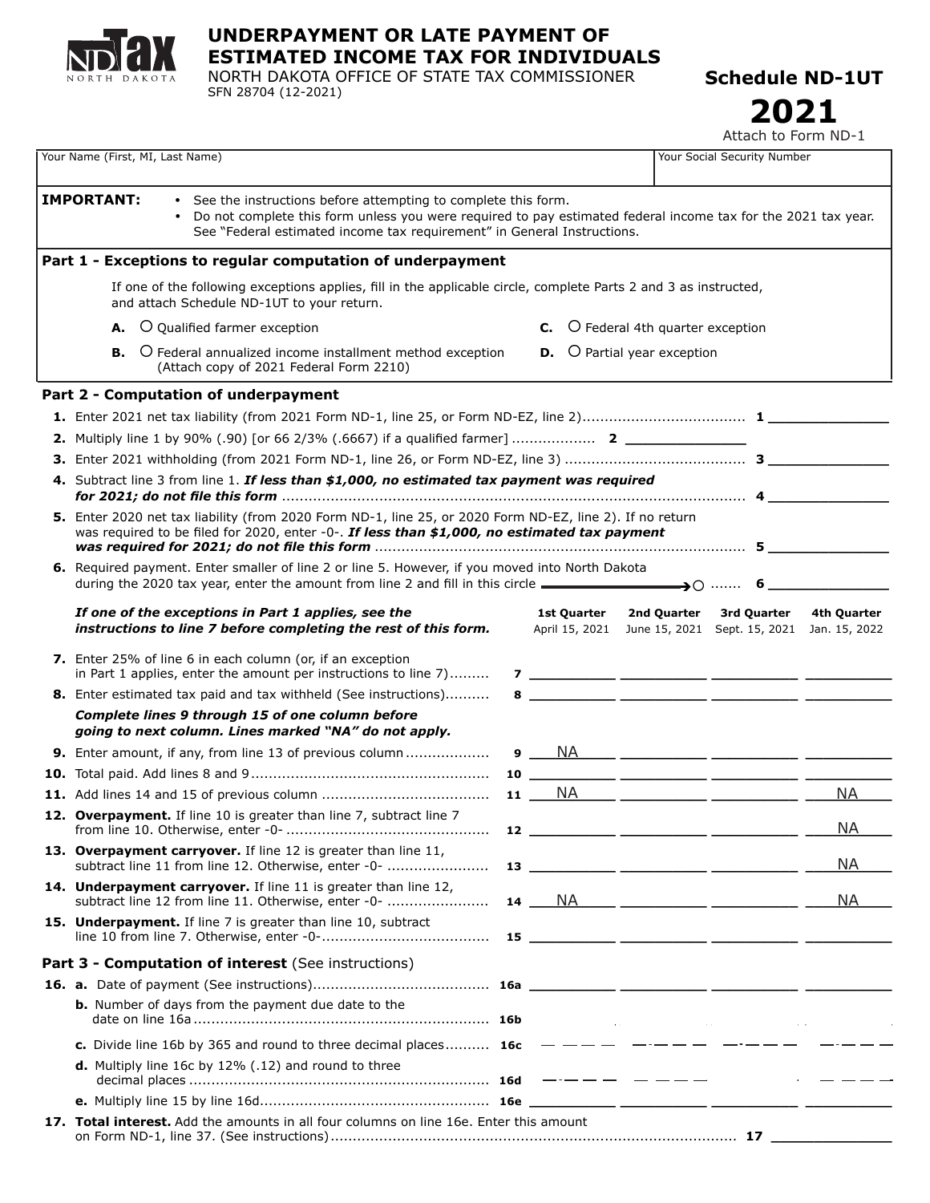# UNDERPAYMENT OR LATE PAYMENT OF ESTIMATED INCOME TAX FOR INDIVIDUALS

NORTH DAKOTA OFFICE OF STATE TAX COMMISSIONER
SFN 28704 (12-2021)

**Schedule ND-1UT**

# 2021

Attach to Form ND-1

| Your Name (First, MI, Last Name) | Your Social Security Number |
|---|---|
| | |

**IMPORTANT:**
- See the instructions before attempting to complete this form.
- Do not complete this form unless you were required to pay estimated federal income tax for the 2021 tax year. See "Federal estimated income tax requirement" in General Instructions.

## Part 1 - Exceptions to regular computation of underpayment

If one of the following exceptions applies, fill in the applicable circle, complete Parts 2 and 3 as instructed, and attach Schedule ND-1UT to your return.

- **A.** ○ Qualified farmer exception
- **B.** ○ Federal annualized income installment method exception (Attach copy of 2021 Federal Form 2210)
- **C.** ○ Federal 4th quarter exception
- **D.** ○ Partial year exception

## Part 2 - Computation of underpayment

1. Enter 2021 net tax liability (from 2021 Form ND-1, line 25, or Form ND-EZ, line 2) ..... **1** ______
2. Multiply line 1 by 90% (.90) [or 66 2/3% (.6667) if a qualified farmer] ..... **2** ______
3. Enter 2021 withholding (from 2021 Form ND-1, line 26, or Form ND-EZ, line 3) ..... **3** ______
4. Subtract line 3 from line 1. ***If less than $1,000, no estimated tax payment was required for 2021; do not file this form*** ..... **4** ______
5. Enter 2020 net tax liability (from 2020 Form ND-1, line 25, or 2020 Form ND-EZ, line 2). If no return was required to be filed for 2020, enter -0-. ***If less than $1,000, no estimated tax payment was required for 2021; do not file this form*** ..... **5** ______
6. Required payment. Enter smaller of line 2 or line 5. However, if you moved into North Dakota during the 2020 tax year, enter the amount from line 2 and fill in this circle → ○ ..... **6** ______

***If one of the exceptions in Part 1 applies, see the instructions to line 7 before completing the rest of this form.***

***Complete lines 9 through 15 of one column before going to next column. Lines marked "NA" do not apply.***

| Line | Description | | 1st Quarter April 15, 2021 | 2nd Quarter June 15, 2021 | 3rd Quarter Sept. 15, 2021 | 4th Quarter Jan. 15, 2022 |
|---|---|---|---|---|---|---|
| 7. | Enter 25% of line 6 in each column (or, if an exception in Part 1 applies, enter the amount per instructions to line 7) | 7 | | | | |
| 8. | Enter estimated tax paid and tax withheld (See instructions) | 8 | | | | |
| 9. | Enter amount, if any, from line 13 of previous column | 9 | NA | | | |
| 10. | Total paid. Add lines 8 and 9 | 10 | | | | |
| 11. | Add lines 14 and 15 of previous column | 11 | NA | | | NA |
| 12. | **Overpayment.** If line 10 is greater than line 7, subtract line 7 from line 10. Otherwise, enter -0- | 12 | | | | NA |
| 13. | **Overpayment carryover.** If line 12 is greater than line 11, subtract line 11 from line 12. Otherwise, enter -0- | 13 | | | | NA |
| 14. | **Underpayment carryover.** If line 11 is greater than line 12, subtract line 12 from line 11. Otherwise, enter -0- | 14 | NA | | | NA |
| 15. | **Underpayment.** If line 7 is greater than line 10, subtract line 10 from line 7. Otherwise, enter -0- | 15 | | | | |

## Part 3 - Computation of interest (See instructions)

| Line | Description | | 1st Quarter | 2nd Quarter | 3rd Quarter | 4th Quarter |
|---|---|---|---|---|---|---|
| 16. a. | Date of payment (See instructions) | 16a | | | | |
| b. | Number of days from the payment due date to the date on line 16a | 16b | | | | |
| c. | Divide line 16b by 365 and round to three decimal places | 16c | | | | |
| d. | Multiply line 16c by 12% (.12) and round to three decimal places | 16d | | | | |
| e. | Multiply line 15 by line 16d | 16e | | | | |

17. **Total interest.** Add the amounts in all four columns on line 16e. Enter this amount on Form ND-1, line 37. (See instructions) ..... **17** ______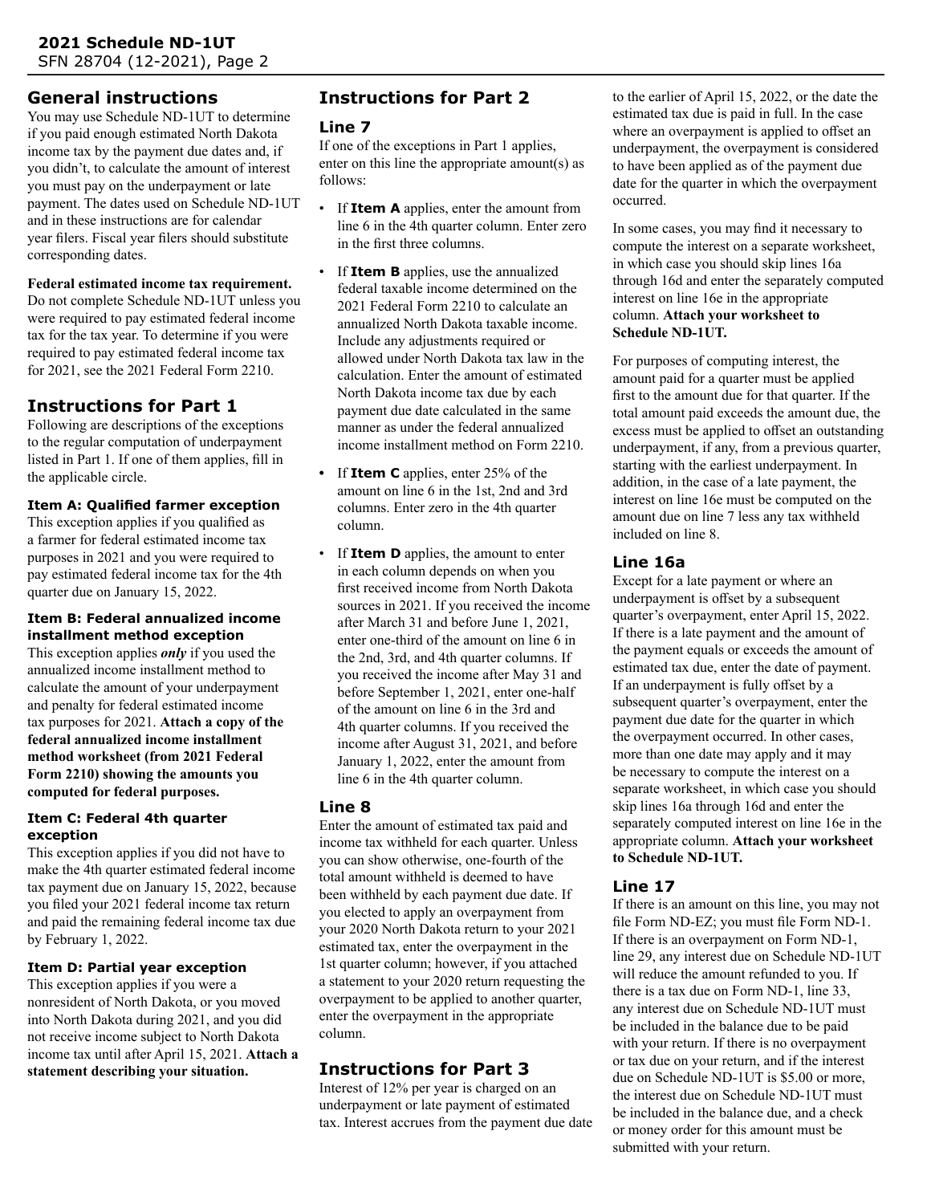## General instructions

You may use Schedule ND-1UT to determine if you paid enough estimated North Dakota income tax by the payment due dates and, if you didn't, to calculate the amount of interest you must pay on the underpayment or late payment. The dates used on Schedule ND-1UT and in these instructions are for calendar year filers. Fiscal year filers should substitute corresponding dates.

**Federal estimated income tax requirement.** Do not complete Schedule ND-1UT unless you were required to pay estimated federal income tax for the tax year. To determine if you were required to pay estimated federal income tax for 2021, see the 2021 Federal Form 2210.

## Instructions for Part 1

Following are descriptions of the exceptions to the regular computation of underpayment listed in Part 1. If one of them applies, fill in the applicable circle.

#### Item A: Qualified farmer exception

This exception applies if you qualified as a farmer for federal estimated income tax purposes in 2021 and you were required to pay estimated federal income tax for the 4th quarter due on January 15, 2022.

#### Item B: Federal annualized income installment method exception

This exception applies ***only*** if you used the annualized income installment method to calculate the amount of your underpayment and penalty for federal estimated income tax purposes for 2021. **Attach a copy of the federal annualized income installment method worksheet (from 2021 Federal Form 2210) showing the amounts you computed for federal purposes.**

#### Item C: Federal 4th quarter exception

This exception applies if you did not have to make the 4th quarter estimated federal income tax payment due on January 15, 2022, because you filed your 2021 federal income tax return and paid the remaining federal income tax due by February 1, 2022.

#### Item D: Partial year exception

This exception applies if you were a nonresident of North Dakota, or you moved into North Dakota during 2021, and you did not receive income subject to North Dakota income tax until after April 15, 2021. **Attach a statement describing your situation.**

## Instructions for Part 2

### Line 7

If one of the exceptions in Part 1 applies, enter on this line the appropriate amount(s) as follows:

- If **Item A** applies, enter the amount from line 6 in the 4th quarter column. Enter zero in the first three columns.
- If **Item B** applies, use the annualized federal taxable income determined on the 2021 Federal Form 2210 to calculate an annualized North Dakota taxable income. Include any adjustments required or allowed under North Dakota tax law in the calculation. Enter the amount of estimated North Dakota income tax due by each payment due date calculated in the same manner as under the federal annualized income installment method on Form 2210.
- If **Item C** applies, enter 25% of the amount on line 6 in the 1st, 2nd and 3rd columns. Enter zero in the 4th quarter column.
- If **Item D** applies, the amount to enter in each column depends on when you first received income from North Dakota sources in 2021. If you received the income after March 31 and before June 1, 2021, enter one-third of the amount on line 6 in the 2nd, 3rd, and 4th quarter columns. If you received the income after May 31 and before September 1, 2021, enter one-half of the amount on line 6 in the 3rd and 4th quarter columns. If you received the income after August 31, 2021, and before January 1, 2022, enter the amount from line 6 in the 4th quarter column.

### Line 8

Enter the amount of estimated tax paid and income tax withheld for each quarter. Unless you can show otherwise, one-fourth of the total amount withheld is deemed to have been withheld by each payment due date. If you elected to apply an overpayment from your 2020 North Dakota return to your 2021 estimated tax, enter the overpayment in the 1st quarter column; however, if you attached a statement to your 2020 return requesting the overpayment to be applied to another quarter, enter the overpayment in the appropriate column.

## Instructions for Part 3

Interest of 12% per year is charged on an underpayment or late payment of estimated tax. Interest accrues from the payment due date to the earlier of April 15, 2022, or the date the estimated tax due is paid in full. In the case where an overpayment is applied to offset an underpayment, the overpayment is considered to have been applied as of the payment due date for the quarter in which the overpayment occurred.

In some cases, you may find it necessary to compute the interest on a separate worksheet, in which case you should skip lines 16a through 16d and enter the separately computed interest on line 16e in the appropriate column. **Attach your worksheet to Schedule ND-1UT.**

For purposes of computing interest, the amount paid for a quarter must be applied first to the amount due for that quarter. If the total amount paid exceeds the amount due, the excess must be applied to offset an outstanding underpayment, if any, from a previous quarter, starting with the earliest underpayment. In addition, in the case of a late payment, the interest on line 16e must be computed on the amount due on line 7 less any tax withheld included on line 8.

### Line 16a

Except for a late payment or where an underpayment is offset by a subsequent quarter's overpayment, enter April 15, 2022. If there is a late payment and the amount of the payment equals or exceeds the amount of estimated tax due, enter the date of payment. If an underpayment is fully offset by a subsequent quarter's overpayment, enter the payment due date for the quarter in which the overpayment occurred. In other cases, more than one date may apply and it may be necessary to compute the interest on a separate worksheet, in which case you should skip lines 16a through 16d and enter the separately computed interest on line 16e in the appropriate column. **Attach your worksheet to Schedule ND-1UT.**

### Line 17

If there is an amount on this line, you may not file Form ND-EZ; you must file Form ND-1. If there is an overpayment on Form ND-1, line 29, any interest due on Schedule ND-1UT will reduce the amount refunded to you. If there is a tax due on Form ND-1, line 33, any interest due on Schedule ND-1UT must be included in the balance due to be paid with your return. If there is no overpayment or tax due on your return, and if the interest due on Schedule ND-1UT is $5.00 or more, the interest due on Schedule ND-1UT must be included in the balance due, and a check or money order for this amount must be submitted with your return.